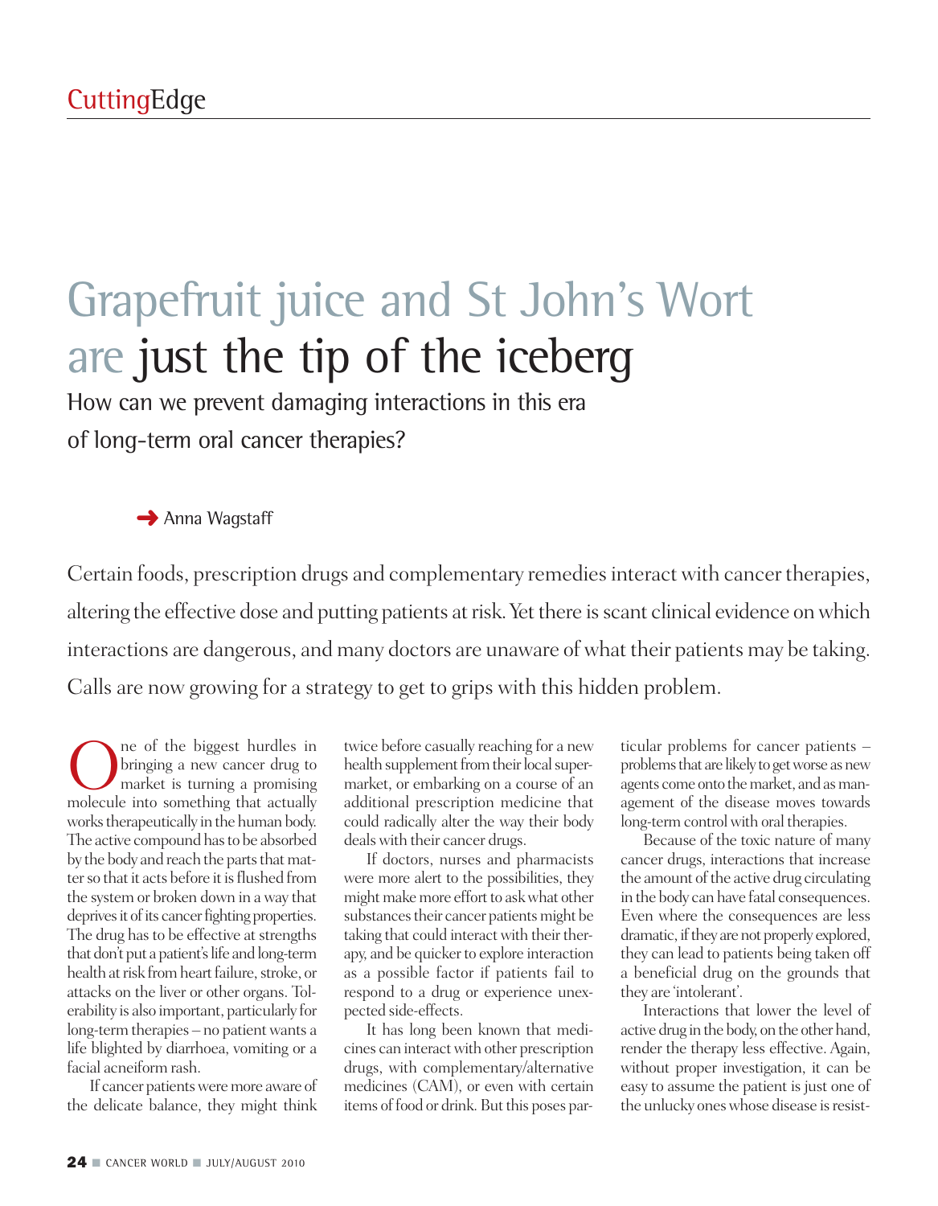# Grapefruit juice and St John's Wort are just the tip of the iceberg

## How can we prevent damaging interactions in this era of long-term oral cancer therapies?

Anna Wagstaff

Certain foods, prescription drugs and complementary remedies interact with cancer therapies, altering the effective dose and putting patients at risk. Yet there is scant clinical evidence on which interactions are dangerous, and many doctors are unaware of what their patients may be taking. Calls are now growing for a strategy to get to grips with this hidden problem.

One of the biggest hurdles in bringing a new cancer drug to market is turning a promising molecule into something that actually works therapeutically in the human body. The active compound has to be absorbed by the body and reach the parts that matter so that it acts before it is flushed from the system or broken down in a way that deprives it of its cancer fighting properties. The drug has to be effective at strengths that don't put a patient's life and long-term health at risk from heart failure, stroke, or attacks on the liver or other organs. Tolerability is also important, particularly for long-term therapies – no patient wants a life blighted by diarrhoea, vomiting or a facial acneiform rash.

If cancer patients were more aware of the delicate balance, they might think twice before casually reaching for a new health supplement from their local supermarket, or embarking on a course of an additional prescription medicine that could radically alter the way their body deals with their cancer drugs.

If doctors, nurses and pharmacists were more alert to the possibilities, they might make more effort to ask what other substances their cancer patients might be taking that could interact with their therapy, and be quicker to explore interaction as a possible factor if patients fail to respond to a drug or experience unexpected side-effects.

It has long been known that medicines can interact with other prescription drugs, with complementary/alternative medicines (CAM), or even with certain items of food or drink. But this poses particular problems for cancer patients – problems that are likely to get worse as new agents come onto the market, and as management of the disease moves towards long-term control with oral therapies.

Because of the toxic nature of many cancer drugs, interactions that increase the amount of the active drug circulating in the body can have fatal consequences. Even where the consequences are less dramatic, if they are not properly explored, they can lead to patients being taken off a beneficial drug on the grounds that they are 'intolerant'.

Interactions that lower the level of active drug in the body, on the other hand, render the therapy less effective. Again, without proper investigation, it can be easy to assume the patient is just one of the unlucky ones whose disease is resist-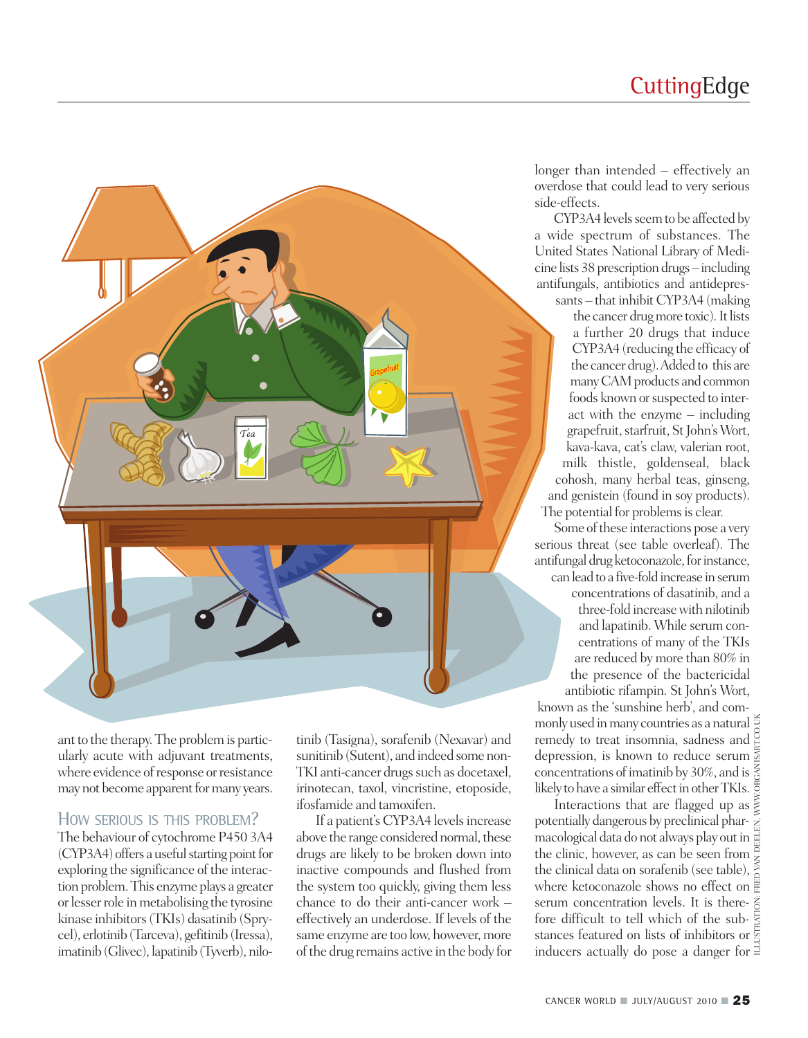ant to the therapy. The problem is particularly acute with adjuvant treatments, where evidence of response or resistance may not become apparent for many years.

## How serious is this problem?

The behaviour of cytochrome P450 3A4 (CYP3A4) offers a useful starting point for exploring the significance of the interaction problem. This enzyme plays a greater or lesser role in metabolising the tyrosine kinase inhibitors (TKIs) dasatinib (Sprycel), erlotinib (Tarceva), gefitinib (Iressa), imatinib (Glivec), lapatinib (Tyverb), nilotinib (Tasigna), sorafenib (Nexavar) and sunitinib (Sutent), and indeed some non-TKI anti-cancer drugs such as docetaxel, irinotecan, taxol, vincristine, etoposide, ifosfamide and tamoxifen.

If a patient's CYP3A4 levels increase above the range considered normal, these drugs are likely to be broken down into inactive compounds and flushed from the system too quickly, giving them less chance to do their anti-cancer work – effectively an underdose. If levels of the same enzyme are too low, however, more of the drug remains active in the body for longer than intended – effectively an overdose that could lead to very serious side-effects.

CYP3A4 levels seem to be affected by a wide spectrum of substances. The United States National Library of Medicine lists 38 prescription drugs – including antifungals, antibiotics and antidepressants – that inhibit CYP3A4 (making the cancer drug more toxic). It lists a further 20 drugs that induce CYP3A4 (reducing the efficacy of the cancer drug). Added to this are many CAM products and common foods known or suspected to interact with the enzyme – including grapefruit, starfruit, St John's Wort, kava-kava, cat's claw, valerian root, milk thistle, goldenseal, black cohosh, many herbal teas, ginseng, and genistein (found in soy products). The potential for problems is clear.

Some of these interactions pose a very serious threat (see table overleaf). The antifungal drug ketoconazole, for instance, can lead to a five-fold increase in serum concentrations of dasatinib, and a three-fold increase with nilotinib and lapatinib. While serum concentrations of many of the TKIs are reduced by more than 80% in the presence of the bactericidal antibiotic rifampin. St John's Wort, known as the 'sunshine herb', and commonly used in many countries as a natural remedy to treat insomnia, sadness and depression, is known to reduce serum concentrations of imatinib by 30%, and is likely to have a similar effect in other TKIs.

Interactions that are flagged up as potentially dangerous by preclinical pharmacological data do not always play out in the clinic, however, as can be seen from the clinical data on sorafenib (see table), where ketoconazole shows no effect on serum concentration levels. It is therefore difficult to tell which of the substances featured on lists of inhibitors or inducers actually do pose a danger for

ILLUSTRATION: FRED VAN DEELEN, WWW.ORGANISART.CO.UK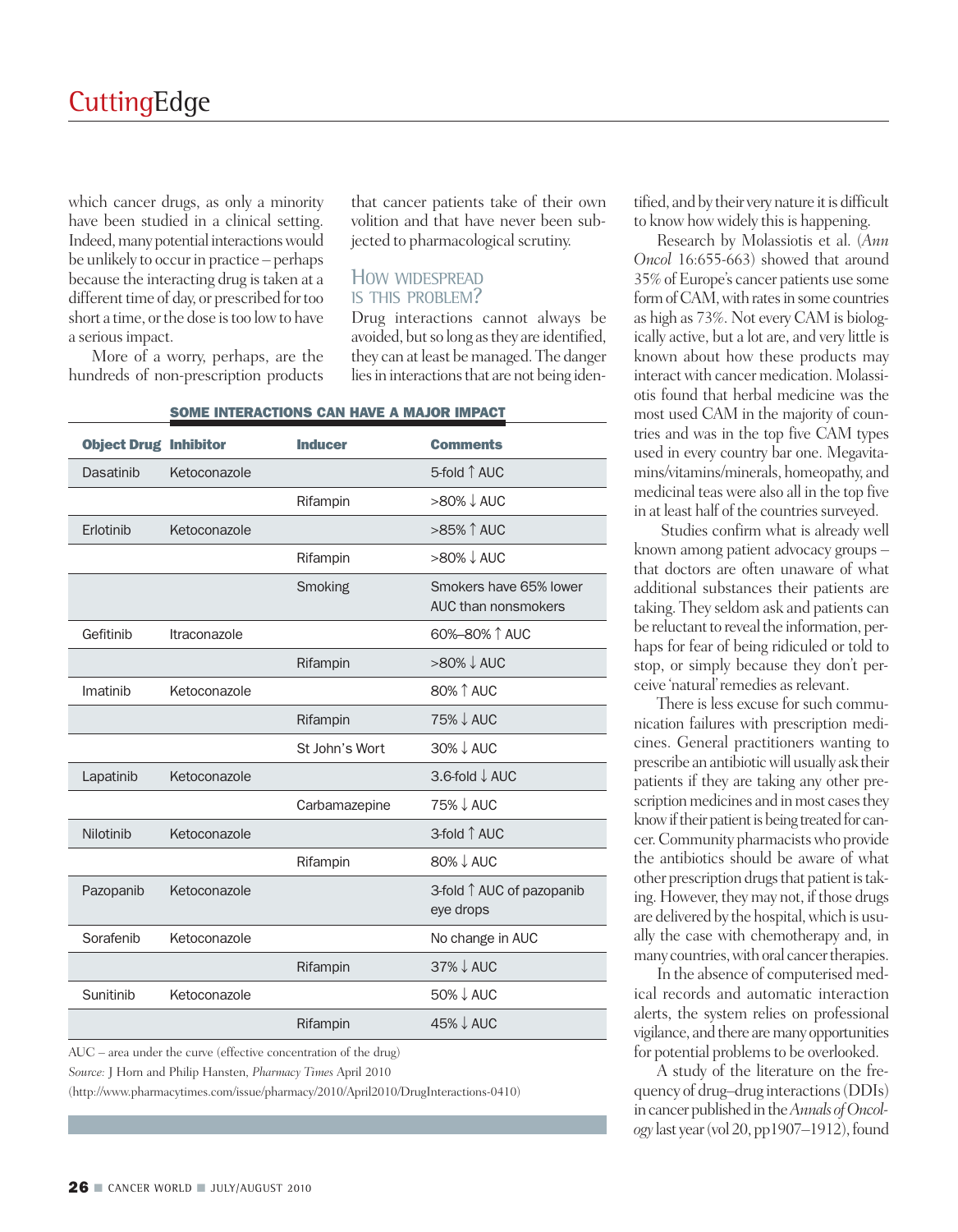which cancer drugs, as only a minority have been studied in a clinical setting. Indeed, many potential interactions would be unlikely to occur in practice – perhaps because the interacting drug is taken at a different time of day, or prescribed for too short a time, or the dose is too low to have a serious impact.

More of a worry, perhaps, are the hundreds of non-prescription products that cancer patients take of their own volition and that have never been subjected to pharmacological scrutiny.

## How widespread is this problem?

Drug interactions cannot always be avoided, but so long as they are identified, they can at least be managed. The danger lies in interactions that are not being identified, and by their very nature it is difficult to know how widely this is happening.

Research by Molassiotis et al. (*Ann Oncol* 16:655-663) showed that around 35% of Europe's cancer patients use some form of CAM, with rates in some countries as high as 73%. Not every CAM is biologically active, but a lot are, and very little is known about how these products may interact with cancer medication. Molassiotis found that herbal medicine was the most used CAM in the majority of countries and was in the top five CAM types used in every country bar one. Megavitamins/vitamins/minerals, homeopathy, and medicinal teas were also all in the top five in at least half of the countries surveyed.

Studies confirm what is already well known among patient advocacy groups – that doctors are often unaware of what additional substances their patients are taking. They seldom ask and patients can be reluctant to reveal the information, perhaps for fear of being ridiculed or told to stop, or simply because they don't perceive 'natural' remedies as relevant.

There is less excuse for such communication failures with prescription medicines. General practitioners wanting to prescribe an antibiotic will usually ask their patients if they are taking any other prescription medicines and in most cases they know if their patient is being treated for cancer. Community pharmacists who provide the antibiotics should be aware of what other prescription drugs that patient is taking. However, they may not, if those drugs are delivered by the hospital, which is usually the case with chemotherapy and, in many countries, with oral cancer therapies.

In the absence of computerised medical records and automatic interaction alerts, the system relies on professional vigilance, and there are many opportunities for potential problems to be overlooked.

A study of the literature on the frequency of drug–drug interactions (DDIs) in cancer published in the *Annals of Oncology* last year (vol 20, pp1907–1912), found

**SOME INTERACTIONS CAN HAVE A MAJOR IMPACT**

| Object Drug | Inhibitor | Inducer | Comments |
|---|---|---|---|
| Dasatinib | Ketoconazole | | 5-fold ↑ AUC |
| | | Rifampin | >80% ↓ AUC |
| Erlotinib | Ketoconazole | | >85% ↑ AUC |
| | | Rifampin | >80% ↓ AUC |
| | | Smoking | Smokers have 65% lower AUC than nonsmokers |
| Gefitinib | Itraconazole | | 60%–80% ↑ AUC |
| | | Rifampin | >80% ↓ AUC |
| Imatinib | Ketoconazole | | 80% ↑ AUC |
| | | Rifampin | 75% ↓ AUC |
| | | St John's Wort | 30% ↓ AUC |
| Lapatinib | Ketoconazole | | 3.6-fold ↓ AUC |
| | | Carbamazepine | 75% ↓ AUC |
| Nilotinib | Ketoconazole | | 3-fold ↑ AUC |
| | | Rifampin | 80% ↓ AUC |
| Pazopanib | Ketoconazole | | 3-fold ↑ AUC of pazopanib eye drops |
| Sorafenib | Ketoconazole | | No change in AUC |
| | | Rifampin | 37% ↓ AUC |
| Sunitinib | Ketoconazole | | 50% ↓ AUC |
| | | Rifampin | 45% ↓ AUC |

AUC – area under the curve (effective concentration of the drug)

*Source:* J Horn and Philip Hansten, *Pharmacy Times* April 2010 (http://www.pharmacytimes.com/issue/pharmacy/2010/April2010/DrugInteractions-0410)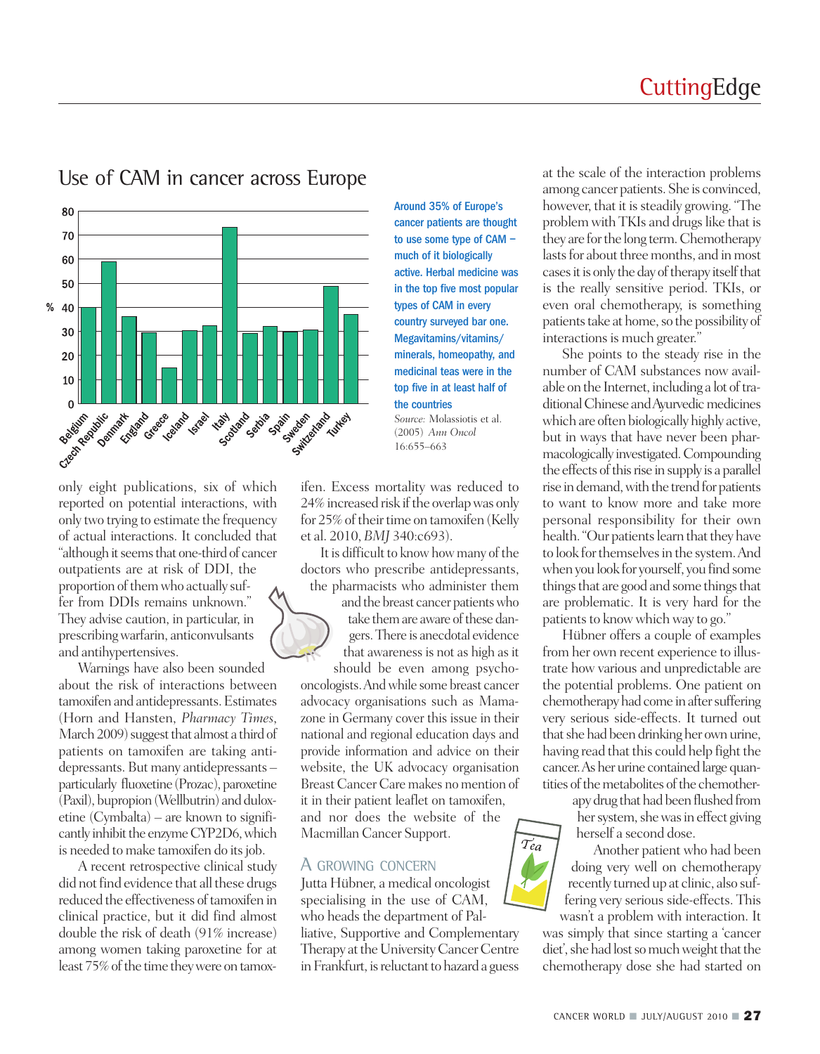## Use of CAM in cancer across Europe

**Around 35% of Europe's cancer patients are thought to use some type of CAM – much of it biologically active. Herbal medicine was in the top five most popular types of CAM in every country surveyed bar one. Megavitamins/vitamins/minerals, homeopathy, and medicinal teas were in the top five in at least half of the countries**

*Source:* Molassiotis et al. (2005) *Ann Oncol* 16:655–663

only eight publications, six of which reported on potential interactions, with only two trying to estimate the frequency of actual interactions. It concluded that "although it seems that one-third of cancer outpatients are at risk of DDI, the proportion of them who actually suffer from DDIs remains unknown." They advise caution, in particular, in prescribing warfarin, anticonvulsants and antihypertensives.

Warnings have also been sounded about the risk of interactions between tamoxifen and antidepressants. Estimates (Horn and Hansten, *Pharmacy Times*, March 2009) suggest that almost a third of patients on tamoxifen are taking antidepressants. But many antidepressants – particularly fluoxetine (Prozac), paroxetine (Paxil), bupropion (Wellbutrin) and duloxetine (Cymbalta) – are known to significantly inhibit the enzyme CYP2D6, which is needed to make tamoxifen do its job.

A recent retrospective clinical study did not find evidence that all these drugs reduced the effectiveness of tamoxifen in clinical practice, but it did find almost double the risk of death (91% increase) among women taking paroxetine for at least 75% of the time they were on tamoxifen. Excess mortality was reduced to 24% increased risk if the overlap was only for 25% of their time on tamoxifen (Kelly et al. 2010, *BMJ* 340:c693).

It is difficult to know how many of the doctors who prescribe antidepressants, the pharmacists who administer them and the breast cancer patients who take them are aware of these dangers. There is anecdotal evidence that awareness is not as high as it should be even among psycho-oncologists. And while some breast cancer advocacy organisations such as Mamazone in Germany cover this issue in their national and regional education days and provide information and advice on their website, the UK advocacy organisation Breast Cancer Care makes no mention of it in their patient leaflet on tamoxifen, and nor does the website of the Macmillan Cancer Support.

### A GROWING CONCERN

Jutta Hübner, a medical oncologist specialising in the use of CAM, who heads the department of Palliative, Supportive and Complementary Therapy at the University Cancer Centre in Frankfurt, is reluctant to hazard a guess at the scale of the interaction problems among cancer patients. She is convinced, however, that it is steadily growing. "The problem with TKIs and drugs like that is they are for the long term. Chemotherapy lasts for about three months, and in most cases it is only the day of therapy itself that is the really sensitive period. TKIs, or even oral chemotherapy, is something patients take at home, so the possibility of interactions is much greater."

She points to the steady rise in the number of CAM substances now available on the Internet, including a lot of traditional Chinese and Ayurvedic medicines which are often biologically highly active, but in ways that have never been pharmacologically investigated. Compounding the effects of this rise in supply is a parallel rise in demand, with the trend for patients to want to know more and take more personal responsibility for their own health. "Our patients learn that they have to look for themselves in the system. And when you look for yourself, you find some things that are good and some things that are problematic. It is very hard for the patients to know which way to go."

Hübner offers a couple of examples from her own recent experience to illustrate how various and unpredictable are the potential problems. One patient on chemotherapy had come in after suffering very serious side-effects. It turned out that she had been drinking her own urine, having read that this could help fight the cancer. As her urine contained large quantities of the metabolites of the chemotherapy drug that had been flushed from her system, she was in effect giving herself a second dose.

Another patient who had been doing very well on chemotherapy recently turned up at clinic, also suffering very serious side-effects. This wasn't a problem with interaction. It was simply that since starting a 'cancer diet', she had lost so much weight that the chemotherapy dose she had started on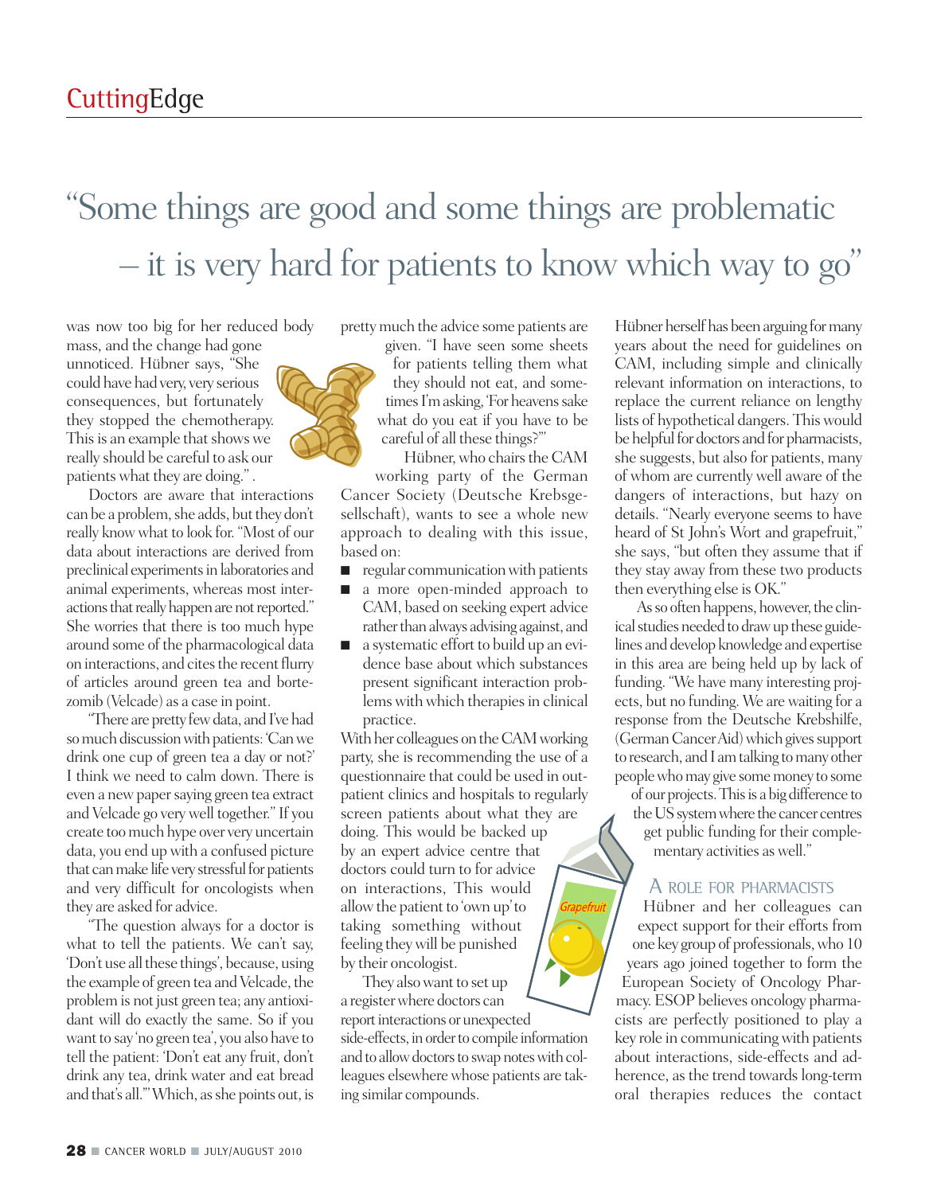# "Some things are good and some things are problematic – it is very hard for patients to know which way to go"

was now too big for her reduced body mass, and the change had gone unnoticed. Hübner says, "She could have had very, very serious consequences, but fortunately they stopped the chemotherapy. This is an example that shows we really should be careful to ask our patients what they are doing." .

Doctors are aware that interactions can be a problem, she adds, but they don't really know what to look for. "Most of our data about interactions are derived from preclinical experiments in laboratories and animal experiments, whereas most interactions that really happen are not reported." She worries that there is too much hype around some of the pharmacological data on interactions, and cites the recent flurry of articles around green tea and bortezomib (Velcade) as a case in point.

"There are pretty few data, and I've had so much discussion with patients: 'Can we drink one cup of green tea a day or not?' I think we need to calm down. There is even a new paper saying green tea extract and Velcade go very well together." If you create too much hype over very uncertain data, you end up with a confused picture that can make life very stressful for patients and very difficult for oncologists when they are asked for advice.

"The question always for a doctor is what to tell the patients. We can't say, 'Don't use all these things', because, using the example of green tea and Velcade, the problem is not just green tea; any antioxidant will do exactly the same. So if you want to say 'no green tea', you also have to tell the patient: 'Don't eat any fruit, don't drink any tea, drink water and eat bread and that's all.'" Which, as she points out, is pretty much the advice some patients are given. "I have seen some sheets for patients telling them what they should not eat, and sometimes I'm asking, 'For heavens sake what do you eat if you have to be careful of all these things?'"

Hübner, who chairs the CAM working party of the German Cancer Society (Deutsche Krebsgesellschaft), wants to see a whole new approach to dealing with this issue, based on:

- regular communication with patients
- a more open-minded approach to CAM, based on seeking expert advice rather than always advising against, and
- a systematic effort to build up an evidence base about which substances present significant interaction problems with which therapies in clinical practice.

With her colleagues on the CAM working party, she is recommending the use of a questionnaire that could be used in outpatient clinics and hospitals to regularly screen patients about what they are doing. This would be backed up by an expert advice centre that doctors could turn to for advice on interactions, This would allow the patient to 'own up' to taking something without feeling they will be punished by their oncologist.

They also want to set up a register where doctors can report interactions or unexpected side-effects, in order to compile information and to allow doctors to swap notes with colleagues elsewhere whose patients are taking similar compounds.

Hübner herself has been arguing for many years about the need for guidelines on CAM, including simple and clinically relevant information on interactions, to replace the current reliance on lengthy lists of hypothetical dangers. This would be helpful for doctors and for pharmacists, she suggests, but also for patients, many of whom are currently well aware of the dangers of interactions, but hazy on details. "Nearly everyone seems to have heard of St John's Wort and grapefruit," she says, "but often they assume that if they stay away from these two products then everything else is OK."

As so often happens, however, the clinical studies needed to draw up these guidelines and develop knowledge and expertise in this area are being held up by lack of funding. "We have many interesting projects, but no funding. We are waiting for a response from the Deutsche Krebshilfe, (German Cancer Aid) which gives support to research, and I am talking to many other people who may give some money to some of our projects. This is a big difference to the US system where the cancer centres get public funding for their complementary activities as well."

## A role for pharmacists

Hübner and her colleagues can expect support for their efforts from one key group of professionals, who 10 years ago joined together to form the European Society of Oncology Pharmacy. ESOP believes oncology pharmacists are perfectly positioned to play a key role in communicating with patients about interactions, side-effects and adherence, as the trend towards long-term oral therapies reduces the contact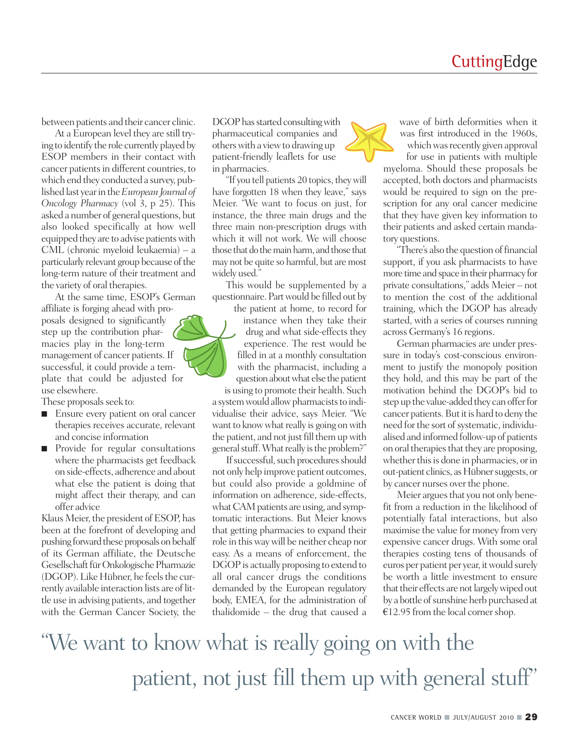between patients and their cancer clinic.

At a European level they are still trying to identify the role currently played by ESOP members in their contact with cancer patients in different countries, to which end they conducted a survey, published last year in the *European Journal of Oncology Pharmacy* (vol 3, p 25). This asked a number of general questions, but also looked specifically at how well equipped they are to advise patients with CML (chronic myeloid leukaemia) – a particularly relevant group because of the long-term nature of their treatment and the variety of oral therapies.

At the same time, ESOP's German affiliate is forging ahead with proposals designed to significantly step up the contribution pharmacies play in the long-term management of cancer patients. If successful, it could provide a template that could be adjusted for use elsewhere.

These proposals seek to:

- Ensure every patient on oral cancer therapies receives accurate, relevant and concise information
- Provide for regular consultations where the pharmacists get feedback on side-effects, adherence and about what else the patient is doing that might affect their therapy, and can offer advice

Klaus Meier, the president of ESOP, has been at the forefront of developing and pushing forward these proposals on behalf of its German affiliate, the Deutsche Gesellschaft für Onkologische Pharmazie (DGOP). Like Hübner, he feels the currently available interaction lists are of little use in advising patients, and together with the German Cancer Society, the DGOP has started consulting with pharmaceutical companies and others with a view to drawing up patient-friendly leaflets for use in pharmacies.

"If you tell patients 20 topics, they will have forgotten 18 when they leave," says Meier. "We want to focus on just, for instance, the three main drugs and the three main non-prescription drugs with which it will not work. We will choose those that do the main harm, and those that may not be quite so harmful, but are most widely used."

This would be supplemented by a questionnaire. Part would be filled out by the patient at home, to record for instance when they take their drug and what side-effects they experience. The rest would be filled in at a monthly consultation with the pharmacist, including a question about what else the patient is using to promote their health. Such a system would allow pharmacists to individualise their advice, says Meier. "We want to know what really is going on with the patient, and not just fill them up with general stuff. What really is the problem?"

If successful, such procedures should not only help improve patient outcomes, but could also provide a goldmine of information on adherence, side-effects, what CAM patients are using, and symptomatic interactions. But Meier knows that getting pharmacies to expand their role in this way will be neither cheap nor easy. As a means of enforcement, the DGOP is actually proposing to extend to all oral cancer drugs the conditions demanded by the European regulatory body, EMEA, for the administration of thalidomide – the drug that caused a wave of birth deformities when it was first introduced in the 1960s, which was recently given approval for use in patients with multiple myeloma. Should these proposals be accepted, both doctors and pharmacists would be required to sign on the prescription for any oral cancer medicine that they have given key information to their patients and asked certain mandatory questions.

"There's also the question of financial support, if you ask pharmacists to have more time and space in their pharmacy for private consultations," adds Meier – not to mention the cost of the additional training, which the DGOP has already started, with a series of courses running across Germany's 16 regions.

German pharmacies are under pressure in today's cost-conscious environment to justify the monopoly position they hold, and this may be part of the motivation behind the DGOP's bid to step up the value-added they can offer for cancer patients. But it is hard to deny the need for the sort of systematic, individualised and informed follow-up of patients on oral therapies that they are proposing, whether this is done in pharmacies, or in out-patient clinics, as Hübner suggests, or by cancer nurses over the phone.

Meier argues that you not only benefit from a reduction in the likelihood of potentially fatal interactions, but also maximise the value for money from very expensive cancer drugs. With some oral therapies costing tens of thousands of euros per patient per year, it would surely be worth a little investment to ensure that their effects are not largely wiped out by a bottle of sunshine herb purchased at €12.95 from the local corner shop.

"We want to know what is really going on with the patient, not just fill them up with general stuff"